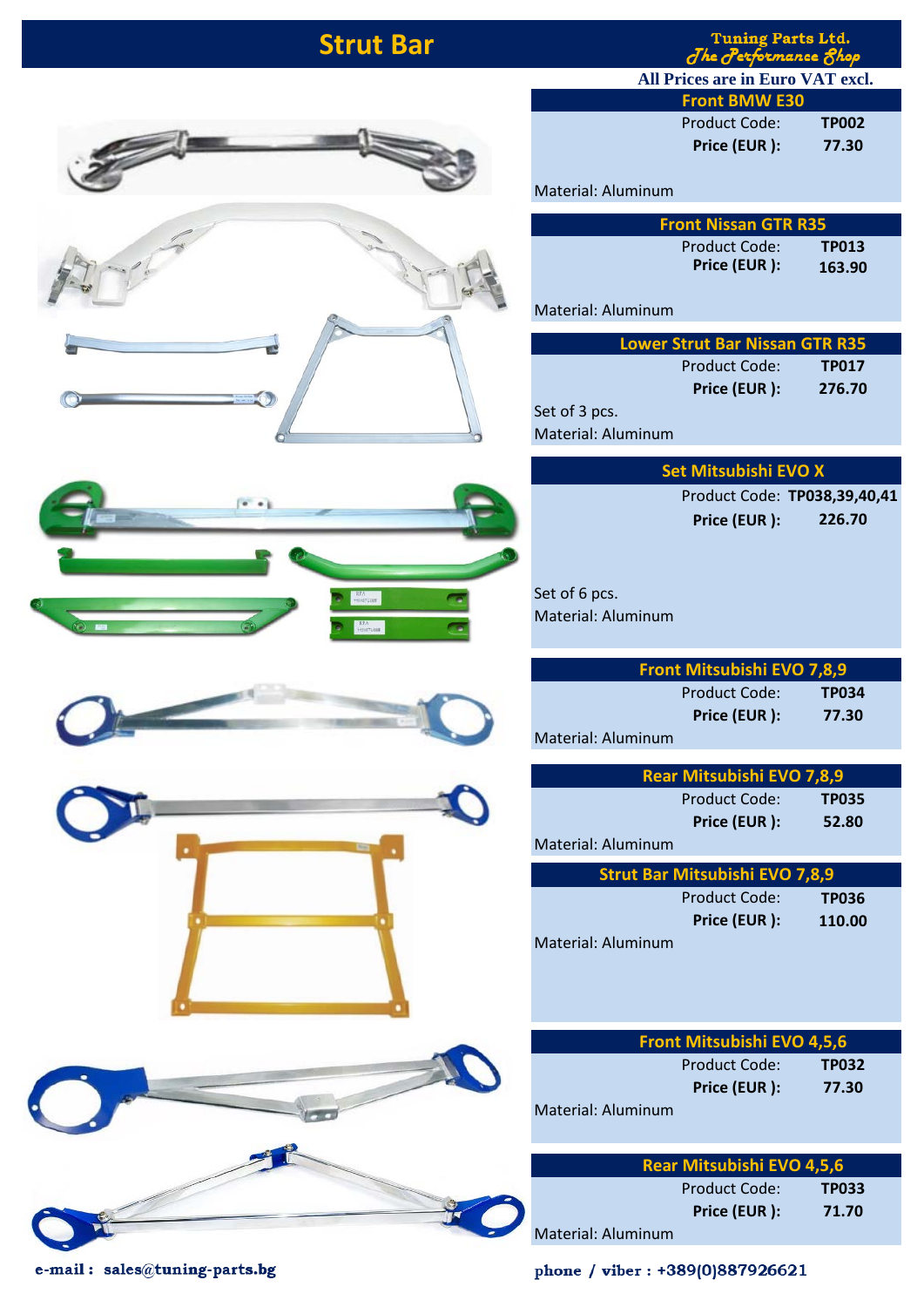# Strut Bar

Tuning Parts Ltd.
*The Performance Shop*

**All Prices are in Euro VAT excl.**

## Front BMW E30

Product Code: **TP002**
**Price (EUR ):** **77.30**

Material: Aluminum

## Front Nissan GTR R35

Product Code: **TP013**
**Price (EUR ):** **163.90**

Material: Aluminum

## Lower Strut Bar Nissan GTR R35

Product Code: **TP017**
**Price (EUR ):** **276.70**

Set of 3 pcs.
Material: Aluminum

## Set Mitsubishi EVO X

Product Code: **TP038,39,40,41**
**Price (EUR ):** **226.70**

Set of 6 pcs.
Material: Aluminum

## Front Mitsubishi EVO 7,8,9

Product Code: **TP034**
**Price (EUR ):** **77.30**

Material: Aluminum

## Rear Mitsubishi EVO 7,8,9

Product Code: **TP035**
**Price (EUR ):** **52.80**

Material: Aluminum

## Strut Bar Mitsubishi EVO 7,8,9

Product Code: **TP036**
**Price (EUR ):** **110.00**

Material: Aluminum

## Front Mitsubishi EVO 4,5,6

Product Code: **TP032**
**Price (EUR ):** **77.30**

Material: Aluminum

## Rear Mitsubishi EVO 4,5,6

Product Code: **TP033**
**Price (EUR ):** **71.70**

Material: Aluminum

**e-mail : sales@tuning-parts.bg**

**phone / viber : +389(0)887926621**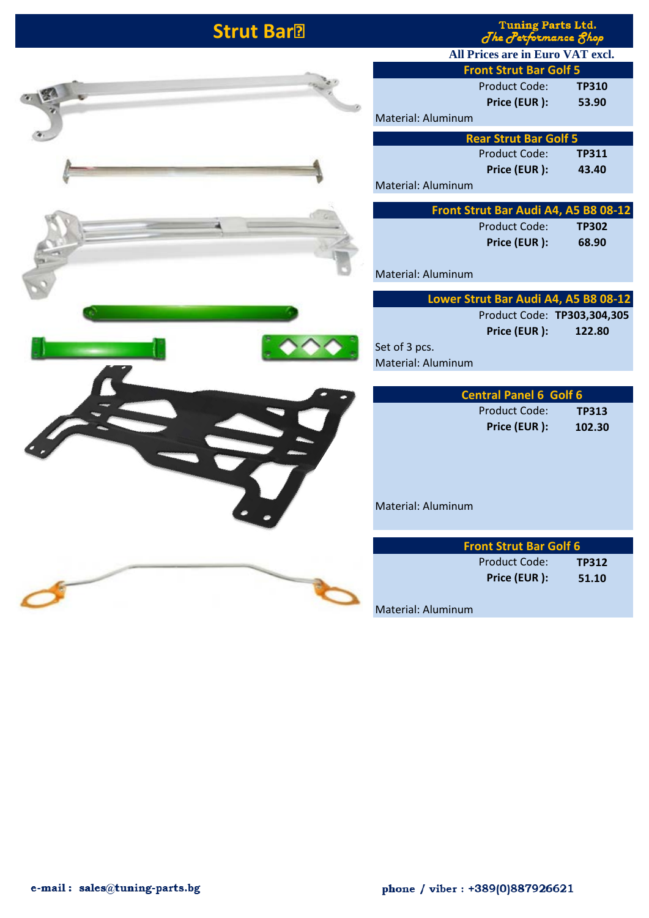# Strut Bar

**Tuning Parts Ltd.**
*The Performance Shop*

**All Prices are in Euro VAT excl.**

## Front Strut Bar Golf 5

Product Code: **TP310**
**Price (EUR ):** **53.90**
Material: Aluminum

## Rear Strut Bar Golf 5

Product Code: **TP311**
**Price (EUR ):** **43.40**
Material: Aluminum

## Front Strut Bar Audi A4, A5 B8 08-12

Product Code: **TP302**
**Price (EUR ):** **68.90**
Material: Aluminum

## Lower Strut Bar Audi A4, A5 B8 08-12

Product Code: **TP303,304,305**
**Price (EUR ):** **122.80**
Set of 3 pcs.
Material: Aluminum

## Central Panel 6 Golf 6

Product Code: **TP313**
**Price (EUR ):** **102.30**
Material: Aluminum

## Front Strut Bar Golf 6

Product Code: **TP312**
**Price (EUR ):** **51.10**
Material: Aluminum

**e-mail : sales@tuning-parts.bg**

**phone / viber : +389(0)887926621**